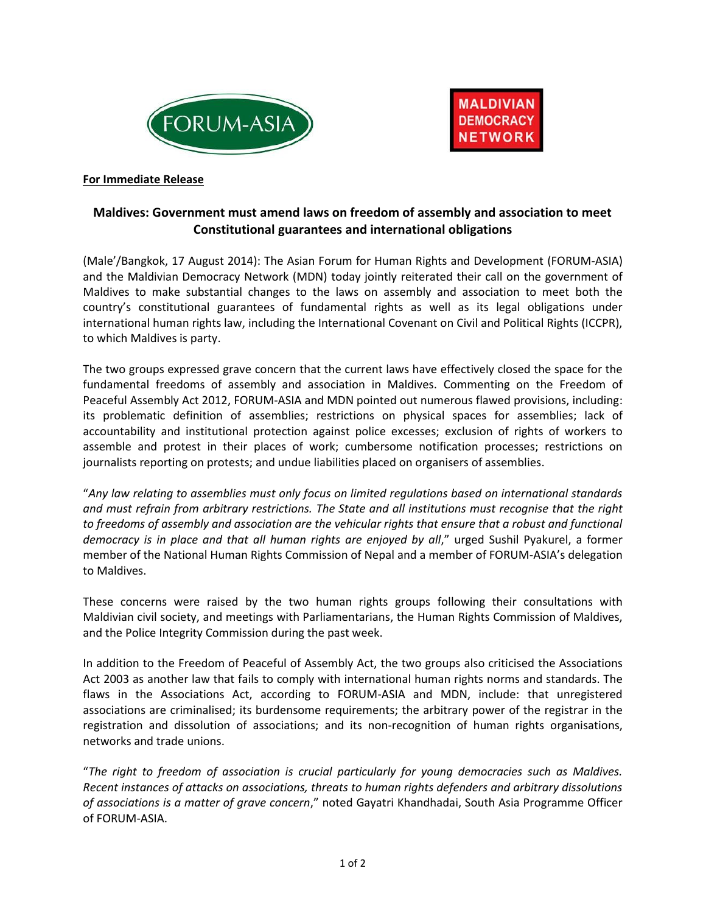FORUM-ASIA

MALDIVIAN DEMOCRACY NETWORK

**For Immediate Release**

## Maldives: Government must amend laws on freedom of assembly and association to meet Constitutional guarantees and international obligations

(Male'/Bangkok, 17 August 2014): The Asian Forum for Human Rights and Development (FORUM-ASIA) and the Maldivian Democracy Network (MDN) today jointly reiterated their call on the government of Maldives to make substantial changes to the laws on assembly and association to meet both the country's constitutional guarantees of fundamental rights as well as its legal obligations under international human rights law, including the International Covenant on Civil and Political Rights (ICCPR), to which Maldives is party.

The two groups expressed grave concern that the current laws have effectively closed the space for the fundamental freedoms of assembly and association in Maldives. Commenting on the Freedom of Peaceful Assembly Act 2012, FORUM-ASIA and MDN pointed out numerous flawed provisions, including: its problematic definition of assemblies; restrictions on physical spaces for assemblies; lack of accountability and institutional protection against police excesses; exclusion of rights of workers to assemble and protest in their places of work; cumbersome notification processes; restrictions on journalists reporting on protests; and undue liabilities placed on organisers of assemblies.

"*Any law relating to assemblies must only focus on limited regulations based on international standards and must refrain from arbitrary restrictions. The State and all institutions must recognise that the right to freedoms of assembly and association are the vehicular rights that ensure that a robust and functional democracy is in place and that all human rights are enjoyed by all*," urged Sushil Pyakurel, a former member of the National Human Rights Commission of Nepal and a member of FORUM-ASIA's delegation to Maldives.

These concerns were raised by the two human rights groups following their consultations with Maldivian civil society, and meetings with Parliamentarians, the Human Rights Commission of Maldives, and the Police Integrity Commission during the past week.

In addition to the Freedom of Peaceful of Assembly Act, the two groups also criticised the Associations Act 2003 as another law that fails to comply with international human rights norms and standards. The flaws in the Associations Act, according to FORUM-ASIA and MDN, include: that unregistered associations are criminalised; its burdensome requirements; the arbitrary power of the registrar in the registration and dissolution of associations; and its non-recognition of human rights organisations, networks and trade unions.

"*The right to freedom of association is crucial particularly for young democracies such as Maldives. Recent instances of attacks on associations, threats to human rights defenders and arbitrary dissolutions of associations is a matter of grave concern*," noted Gayatri Khandhadai, South Asia Programme Officer of FORUM-ASIA.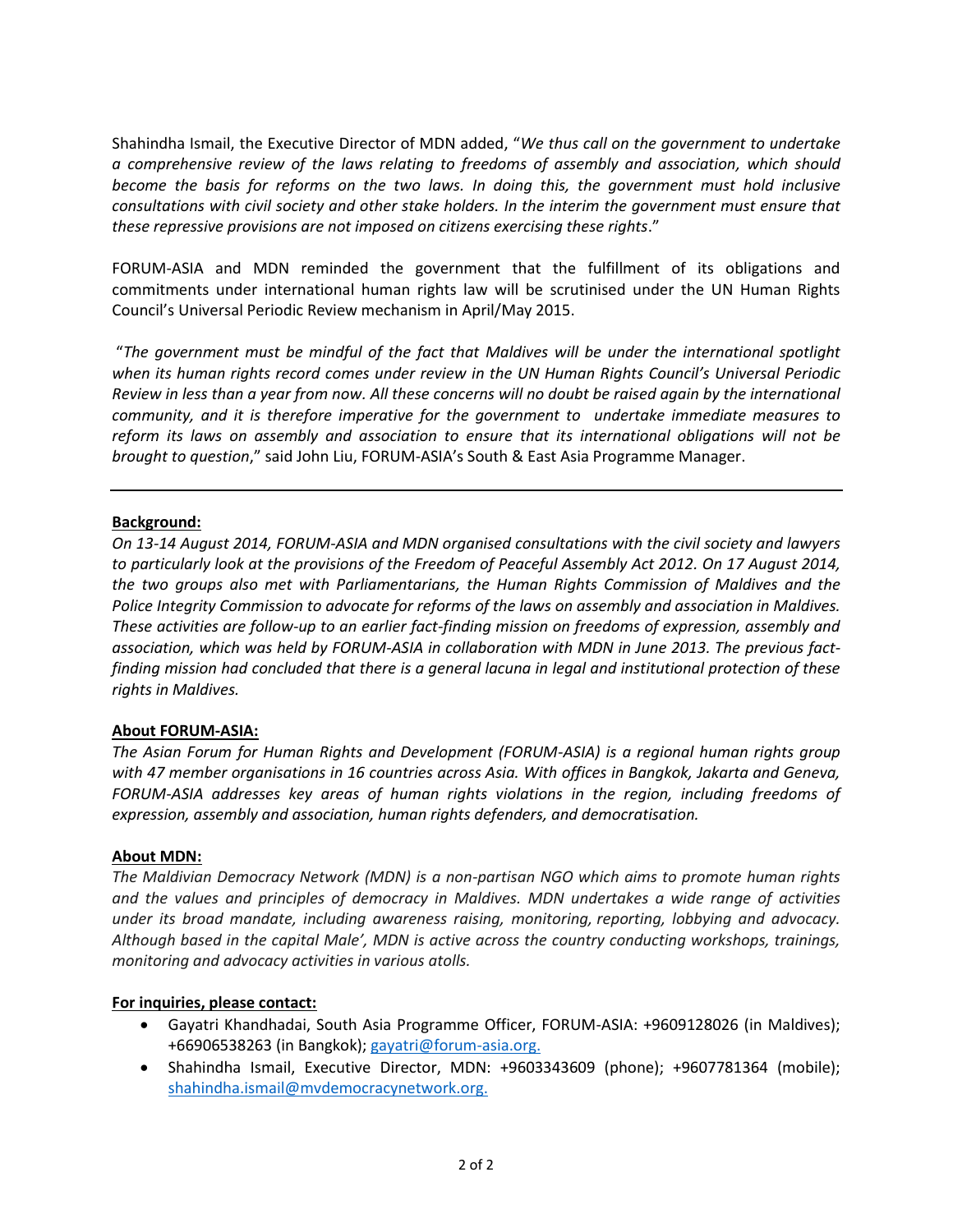Shahindha Ismail, the Executive Director of MDN added, "*We thus call on the government to undertake a comprehensive review of the laws relating to freedoms of assembly and association, which should become the basis for reforms on the two laws. In doing this, the government must hold inclusive consultations with civil society and other stake holders. In the interim the government must ensure that these repressive provisions are not imposed on citizens exercising these rights*."

FORUM-ASIA and MDN reminded the government that the fulfillment of its obligations and commitments under international human rights law will be scrutinised under the UN Human Rights Council's Universal Periodic Review mechanism in April/May 2015.

"*The government must be mindful of the fact that Maldives will be under the international spotlight when its human rights record comes under review in the UN Human Rights Council's Universal Periodic Review in less than a year from now. All these concerns will no doubt be raised again by the international community, and it is therefore imperative for the government to undertake immediate measures to reform its laws on assembly and association to ensure that its international obligations will not be brought to question*," said John Liu, FORUM-ASIA's South & East Asia Programme Manager.

---

**Background:**

*On 13-14 August 2014, FORUM-ASIA and MDN organised consultations with the civil society and lawyers to particularly look at the provisions of the Freedom of Peaceful Assembly Act 2012. On 17 August 2014, the two groups also met with Parliamentarians, the Human Rights Commission of Maldives and the Police Integrity Commission to advocate for reforms of the laws on assembly and association in Maldives. These activities are follow-up to an earlier fact-finding mission on freedoms of expression, assembly and association, which was held by FORUM-ASIA in collaboration with MDN in June 2013. The previous fact-finding mission had concluded that there is a general lacuna in legal and institutional protection of these rights in Maldives.*

**About FORUM-ASIA:**

*The Asian Forum for Human Rights and Development (FORUM-ASIA) is a regional human rights group with 47 member organisations in 16 countries across Asia. With offices in Bangkok, Jakarta and Geneva, FORUM-ASIA addresses key areas of human rights violations in the region, including freedoms of expression, assembly and association, human rights defenders, and democratisation.*

**About MDN:**

*The Maldivian Democracy Network (MDN) is a non-partisan NGO which aims to promote human rights and the values and principles of democracy in Maldives. MDN undertakes a wide range of activities under its broad mandate, including awareness raising, monitoring, reporting, lobbying and advocacy. Although based in the capital Male', MDN is active across the country conducting workshops, trainings, monitoring and advocacy activities in various atolls.*

**For inquiries, please contact:**

- Gayatri Khandhadai, South Asia Programme Officer, FORUM-ASIA: +9609128026 (in Maldives); +66906538263 (in Bangkok); gayatri@forum-asia.org.
- Shahindha Ismail, Executive Director, MDN: +9603343609 (phone); +9607781364 (mobile); shahindha.ismail@mvdemocracynetwork.org.